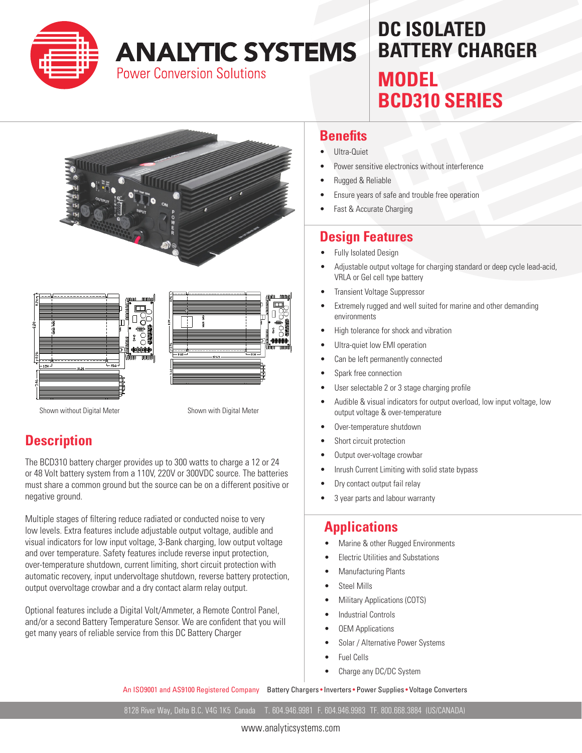# ANALYTIC SYSTEMS

Power Conversion Solutions

# DC ISOLATED BATTERY CHARGER

## MODEL BCD310 SERIES

Shown without Digital Meter

Shown with Digital Meter

## Description

The BCD310 battery charger provides up to 300 watts to charge a 12 or 24 or 48 Volt battery system from a 110V, 220V or 300VDC source. The batteries must share a common ground but the source can be on a different positive or negative ground.

Multiple stages of filtering reduce radiated or conducted noise to very low levels. Extra features include adjustable output voltage, audible and visual indicators for low input voltage, 3-Bank charging, low output voltage and over temperature. Safety features include reverse input protection, over-temperature shutdown, current limiting, short circuit protection with automatic recovery, input undervoltage shutdown, reverse battery protection, output overvoltage crowbar and a dry contact alarm relay output.

Optional features include a Digital Volt/Ammeter, a Remote Control Panel, and/or a second Battery Temperature Sensor. We are confident that you will get many years of reliable service from this DC Battery Charger

## Benefits

- Ultra-Quiet
- Power sensitive electronics without interference
- Rugged & Reliable
- Ensure years of safe and trouble free operation
- Fast & Accurate Charging

## Design Features

- Fully Isolated Design
- Adjustable output voltage for charging standard or deep cycle lead-acid, VRLA or Gel cell type battery
- Transient Voltage Suppressor
- Extremely rugged and well suited for marine and other demanding environments
- High tolerance for shock and vibration
- Ultra-quiet low EMI operation
- Can be left permanently connected
- Spark free connection
- User selectable 2 or 3 stage charging profile
- Audible & visual indicators for output overload, low input voltage, low output voltage & over-temperature
- Over-temperature shutdown
- Short circuit protection
- Output over-voltage crowbar
- Inrush Current Limiting with solid state bypass
- Dry contact output fail relay
- 3 year parts and labour warranty

## Applications

- Marine & other Rugged Environments
- Electric Utilities and Substations
- Manufacturing Plants
- Steel Mills
- Military Applications (COTS)
- Industrial Controls
- OEM Applications
- Solar / Alternative Power Systems
- Fuel Cells
- Charge any DC/DC System

An ISO9001 and AS9100 Registered Company    Battery Chargers • Inverters • Power Supplies • Voltage Converters

8128 River Way, Delta B.C. V4G 1K5 Canada    T. 604.946.9981  F. 604.946.9983  TF. 800.668.3884 (US/CANADA)

www.analyticsystems.com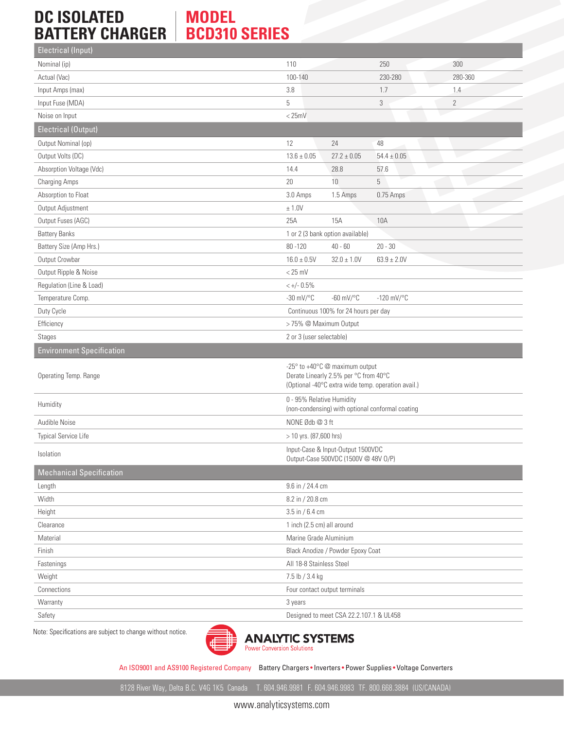# DC ISOLATED BATTERY CHARGER

# MODEL BCD310 SERIES

| Electrical (Input) | | | |
|---|---|---|---|
| Nominal (ip) | 110 | 250 | 300 |
| Actual (Vac) | 100-140 | 230-280 | 280-360 |
| Input Amps (max) | 3.8 | 1.7 | 1.4 |
| Input Fuse (MDA) | 5 | 3 | 2 |
| Noise on Input | < 25mV | | |

| Electrical (Output) | | | |
|---|---|---|---|
| Output Nominal (op) | 12 | 24 | 48 |
| Output Volts (DC) | 13.6 ± 0.05 | 27.2 ± 0.05 | 54.4 ± 0.05 |
| Absorption Voltage (Vdc) | 14.4 | 28.8 | 57.6 |
| Charging Amps | 20 | 10 | 5 |
| Absorption to Float | 3.0 Amps | 1.5 Amps | 0.75 Amps |
| Output Adjustment | ± 1.0V | | |
| Output Fuses (AGC) | 25A | 15A | 10A |
| Battery Banks | 1 or 2 (3 bank option available) | | |
| Battery Size (Amp Hrs.) | 80 -120 | 40 - 60 | 20 - 30 |
| Output Crowbar | 16.0 ± 0.5V | 32.0 ± 1.0V | 63.9 ± 2.0V |
| Output Ripple & Noise | < 25 mV | | |
| Regulation (Line & Load) | < +/- 0.5% | | |
| Temperature Comp. | -30 mV/°C | -60 mV/°C | -120 mV/°C |
| Duty Cycle | Continuous 100% for 24 hours per day | | |
| Efficiency | > 75% @ Maximum Output | | |
| Stages | 2 or 3 (user selectable) | | |

| Environment Specification | |
|---|---|
| Operating Temp. Range | -25° to +40°C @ maximum output<br>Derate Linearly 2.5% per °C from 40°C<br>(Optional -40°C extra wide temp. operation avail.) |
| Humidity | 0 - 95% Relative Humidity<br>(non-condensing) with optional conformal coating |
| Audible Noise | NONE Ødb @ 3 ft |
| Typical Service Life | > 10 yrs. (87,600 hrs) |
| Isolation | Input-Case & Input-Output 1500VDC<br>Output-Case 500VDC (1500V @ 48V O/P) |

| Mechanical Specification | |
|---|---|
| Length | 9.6 in / 24.4 cm |
| Width | 8.2 in / 20.8 cm |
| Height | 3.5 in / 6.4 cm |
| Clearance | 1 inch (2.5 cm) all around |
| Material | Marine Grade Aluminium |
| Finish | Black Anodize / Powder Epoxy Coat |
| Fastenings | All 18-8 Stainless Steel |
| Weight | 7.5 lb / 3.4 kg |
| Connections | Four contact output terminals |
| Warranty | 3 years |
| Safety | Designed to meet CSA 22.2.107.1 & UL458 |

Note: Specifications are subject to change without notice.

**ANALYTIC SYSTEMS**
Power Conversion Solutions

An ISO9001 and AS9100 Registered Company   Battery Chargers • Inverters • Power Supplies • Voltage Converters

8128 River Way, Delta B.C. V4G 1K5 Canada   T. 604.946.9981 F. 604.946.9983 TF. 800.668.3884 (US/CANADA)

www.analyticsystems.com